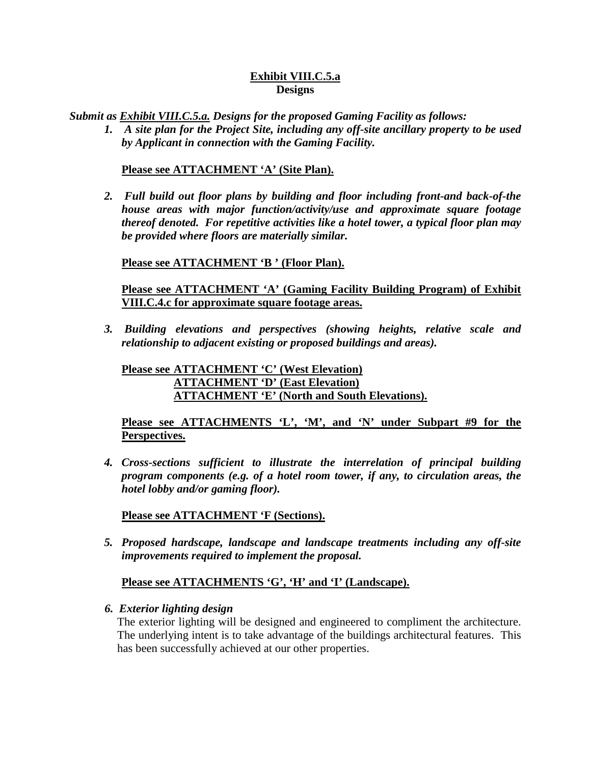**<u>Exhibit VIII.C.5.a</u>**
**Designs**

***Submit as <u>Exhibit VIII.C.5.a.</u> Designs for the proposed Gaming Facility as follows:***

1. ***A site plan for the Project Site, including any off-site ancillary property to be used by Applicant in connection with the Gaming Facility.***

   **<u>Please see ATTACHMENT 'A' (Site Plan).</u>**

2. ***Full build out floor plans by building and floor including front-and back-of-the house areas with major function/activity/use and approximate square footage thereof denoted. For repetitive activities like a hotel tower, a typical floor plan may be provided where floors are materially similar.***

   **<u>Please see ATTACHMENT 'B ' (Floor Plan).</u>**

   **<u>Please see ATTACHMENT 'A' (Gaming Facility Building Program) of Exhibit VIII.C.4.c for approximate square footage areas.</u>**

3. ***Building elevations and perspectives (showing heights, relative scale and relationship to adjacent existing or proposed buildings and areas).***

   **<u>Please see ATTACHMENT 'C' (West Elevation)</u>**
   **<u>ATTACHMENT 'D' (East Elevation)</u>**
   **<u>ATTACHMENT 'E' (North and South Elevations).</u>**

   **<u>Please see ATTACHMENTS 'L', 'M', and 'N' under Subpart #9 for the Perspectives.</u>**

4. ***Cross-sections sufficient to illustrate the interrelation of principal building program components (e.g. of a hotel room tower, if any, to circulation areas, the hotel lobby and/or gaming floor).***

   **<u>Please see ATTACHMENT 'F (Sections).</u>**

5. ***Proposed hardscape, landscape and landscape treatments including any off-site improvements required to implement the proposal.***

   **<u>Please see ATTACHMENTS 'G', 'H' and 'I' (Landscape).</u>**

6. ***Exterior lighting design***
   The exterior lighting will be designed and engineered to compliment the architecture. The underlying intent is to take advantage of the buildings architectural features. This has been successfully achieved at our other properties.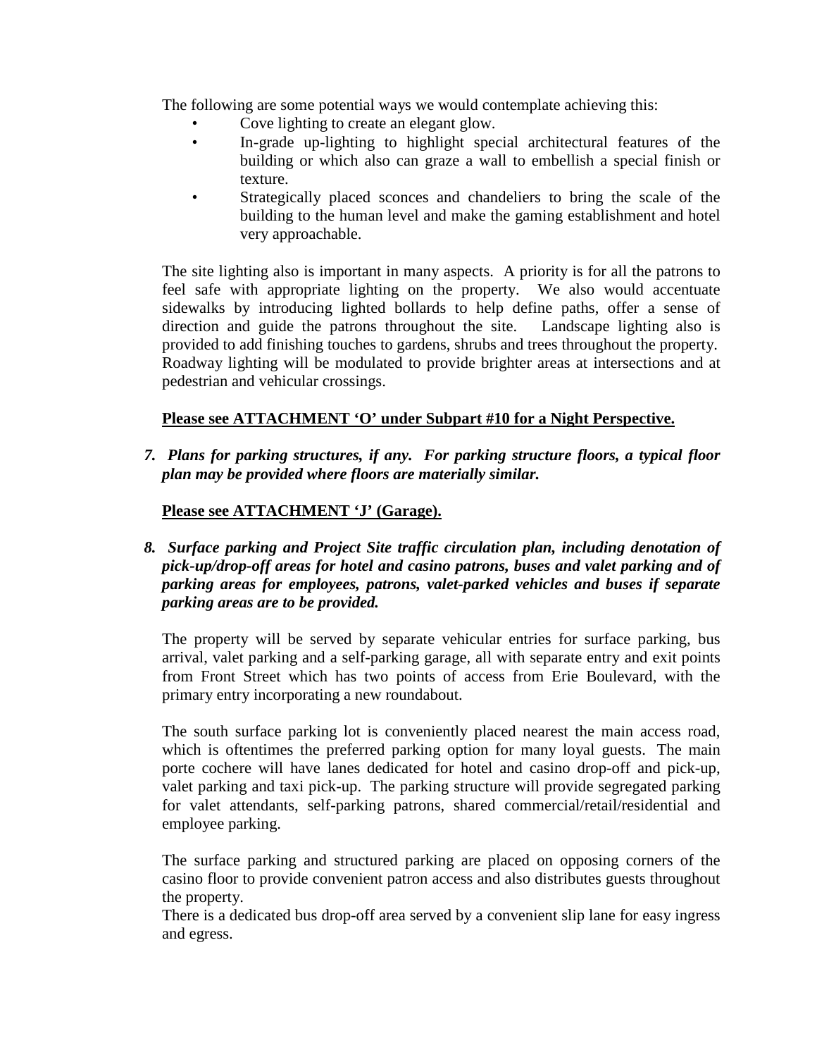The following are some potential ways we would contemplate achieving this:

- Cove lighting to create an elegant glow.
- In-grade up-lighting to highlight special architectural features of the building or which also can graze a wall to embellish a special finish or texture.
- Strategically placed sconces and chandeliers to bring the scale of the building to the human level and make the gaming establishment and hotel very approachable.

The site lighting also is important in many aspects. A priority is for all the patrons to feel safe with appropriate lighting on the property. We also would accentuate sidewalks by introducing lighted bollards to help define paths, offer a sense of direction and guide the patrons throughout the site. Landscape lighting also is provided to add finishing touches to gardens, shrubs and trees throughout the property. Roadway lighting will be modulated to provide brighter areas at intersections and at pedestrian and vehicular crossings.

**<u>Please see ATTACHMENT 'O' under Subpart #10 for a Night Perspective.</u>**

***7. Plans for parking structures, if any. For parking structure floors, a typical floor plan may be provided where floors are materially similar.***

**<u>Please see ATTACHMENT 'J' (Garage).</u>**

***8. Surface parking and Project Site traffic circulation plan, including denotation of pick-up/drop-off areas for hotel and casino patrons, buses and valet parking and of parking areas for employees, patrons, valet-parked vehicles and buses if separate parking areas are to be provided.***

The property will be served by separate vehicular entries for surface parking, bus arrival, valet parking and a self-parking garage, all with separate entry and exit points from Front Street which has two points of access from Erie Boulevard, with the primary entry incorporating a new roundabout.

The south surface parking lot is conveniently placed nearest the main access road, which is oftentimes the preferred parking option for many loyal guests. The main porte cochere will have lanes dedicated for hotel and casino drop-off and pick-up, valet parking and taxi pick-up. The parking structure will provide segregated parking for valet attendants, self-parking patrons, shared commercial/retail/residential and employee parking.

The surface parking and structured parking are placed on opposing corners of the casino floor to provide convenient patron access and also distributes guests throughout the property.
There is a dedicated bus drop-off area served by a convenient slip lane for easy ingress and egress.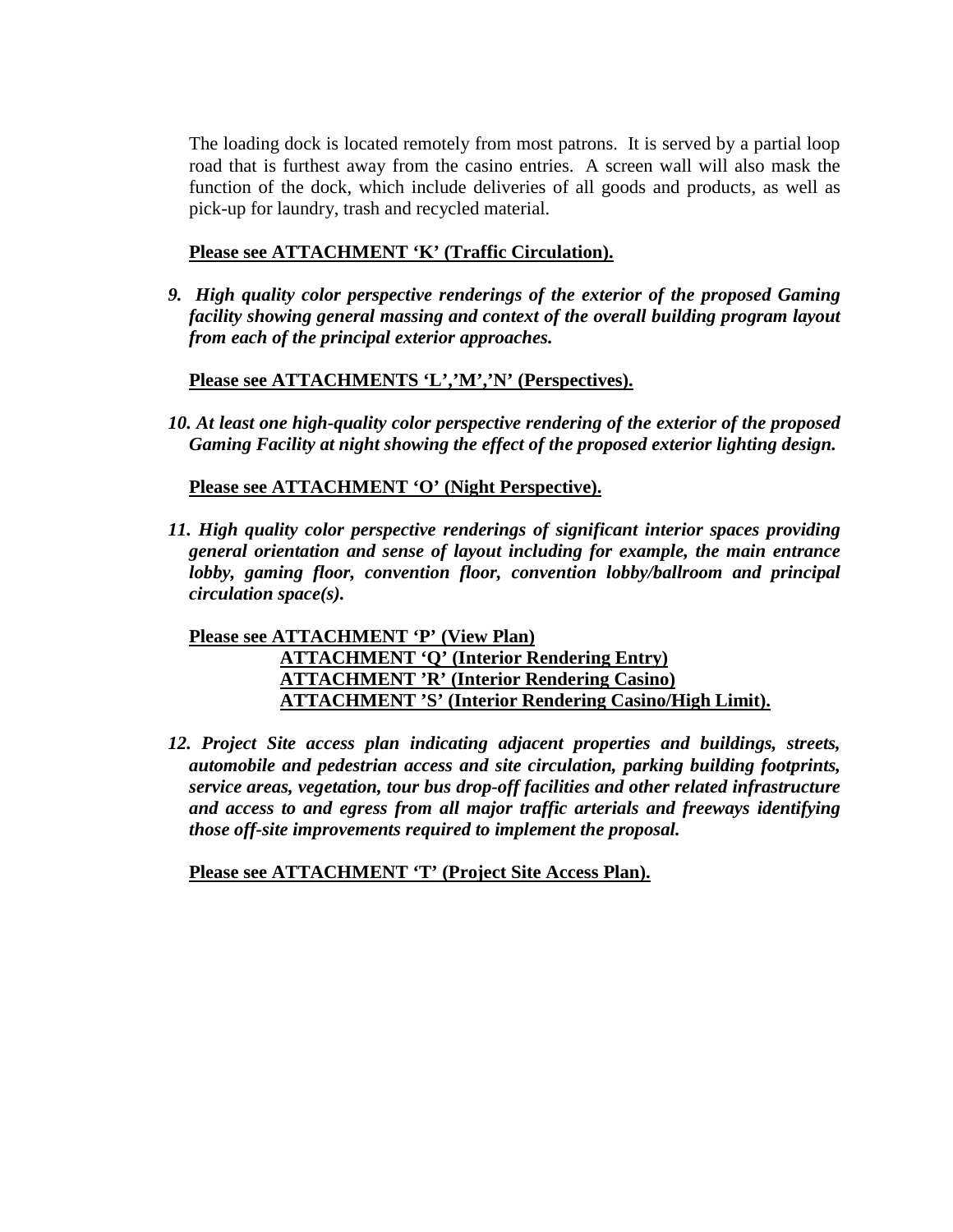The loading dock is located remotely from most patrons. It is served by a partial loop road that is furthest away from the casino entries. A screen wall will also mask the function of the dock, which include deliveries of all goods and products, as well as pick-up for laundry, trash and recycled material.

**Please see ATTACHMENT 'K' (Traffic Circulation).**

*9. **High quality color perspective renderings of the exterior of the proposed Gaming facility showing general massing and context of the overall building program layout from each of the principal exterior approaches.***

**Please see ATTACHMENTS 'L','M','N' (Perspectives).**

*10. **At least one high-quality color perspective rendering of the exterior of the proposed Gaming Facility at night showing the effect of the proposed exterior lighting design.***

**Please see ATTACHMENT 'O' (Night Perspective).**

*11. **High quality color perspective renderings of significant interior spaces providing general orientation and sense of layout including for example, the main entrance lobby, gaming floor, convention floor, convention lobby/ballroom and principal circulation space(s).***

**Please see ATTACHMENT 'P' (View Plan)**
**ATTACHMENT 'Q' (Interior Rendering Entry)**
**ATTACHMENT 'R' (Interior Rendering Casino)**
**ATTACHMENT 'S' (Interior Rendering Casino/High Limit).**

*12. **Project Site access plan indicating adjacent properties and buildings, streets, automobile and pedestrian access and site circulation, parking building footprints, service areas, vegetation, tour bus drop-off facilities and other related infrastructure and access to and egress from all major traffic arterials and freeways identifying those off-site improvements required to implement the proposal.***

**Please see ATTACHMENT 'T' (Project Site Access Plan).**